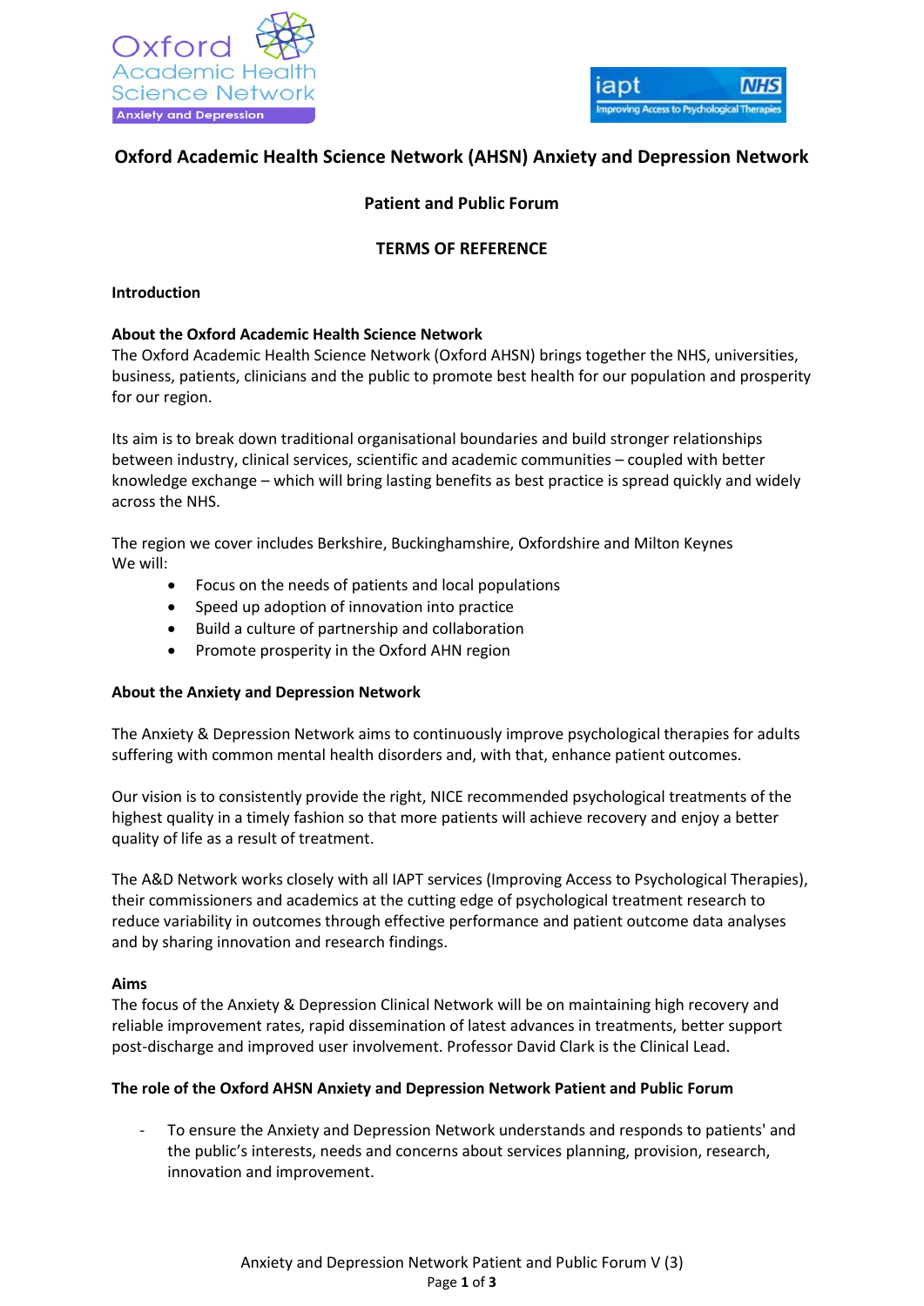# Oxford Academic Health Science Network (AHSN) Anxiety and Depression Network

## Patient and Public Forum

## TERMS OF REFERENCE

**Introduction**

**About the Oxford Academic Health Science Network**

The Oxford Academic Health Science Network (Oxford AHSN) brings together the NHS, universities, business, patients, clinicians and the public to promote best health for our population and prosperity for our region.

Its aim is to break down traditional organisational boundaries and build stronger relationships between industry, clinical services, scientific and academic communities – coupled with better knowledge exchange – which will bring lasting benefits as best practice is spread quickly and widely across the NHS.

The region we cover includes Berkshire, Buckinghamshire, Oxfordshire and Milton Keynes

We will:

- Focus on the needs of patients and local populations
- Speed up adoption of innovation into practice
- Build a culture of partnership and collaboration
- Promote prosperity in the Oxford AHN region

**About the Anxiety and Depression Network**

The Anxiety & Depression Network aims to continuously improve psychological therapies for adults suffering with common mental health disorders and, with that, enhance patient outcomes.

Our vision is to consistently provide the right, NICE recommended psychological treatments of the highest quality in a timely fashion so that more patients will achieve recovery and enjoy a better quality of life as a result of treatment.

The A&D Network works closely with all IAPT services (Improving Access to Psychological Therapies), their commissioners and academics at the cutting edge of psychological treatment research to reduce variability in outcomes through effective performance and patient outcome data analyses and by sharing innovation and research findings.

**Aims**

The focus of the Anxiety & Depression Clinical Network will be on maintaining high recovery and reliable improvement rates, rapid dissemination of latest advances in treatments, better support post-discharge and improved user involvement. Professor David Clark is the Clinical Lead.

**The role of the Oxford AHSN Anxiety and Depression Network Patient and Public Forum**

- To ensure the Anxiety and Depression Network understands and responds to patients' and the public's interests, needs and concerns about services planning, provision, research, innovation and improvement.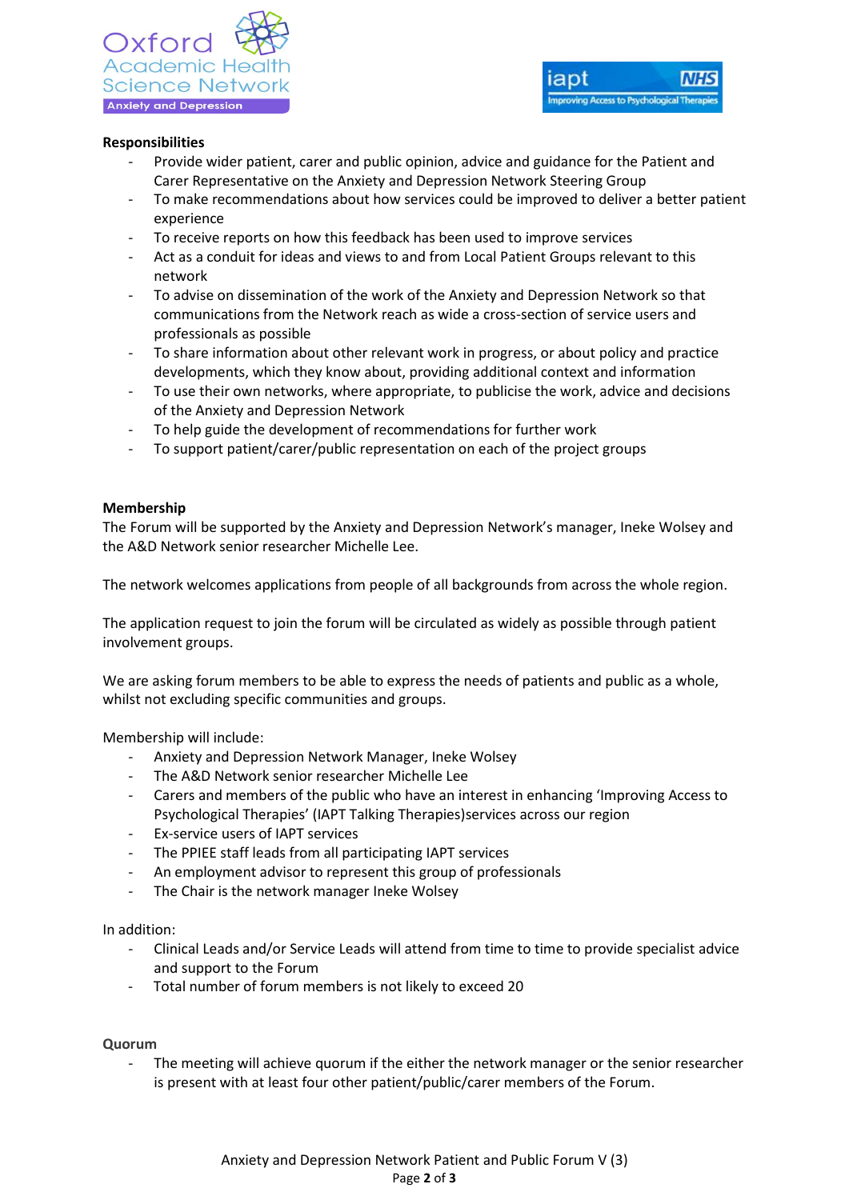**Responsibilities**

- Provide wider patient, carer and public opinion, advice and guidance for the Patient and Carer Representative on the Anxiety and Depression Network Steering Group
- To make recommendations about how services could be improved to deliver a better patient experience
- To receive reports on how this feedback has been used to improve services
- Act as a conduit for ideas and views to and from Local Patient Groups relevant to this network
- To advise on dissemination of the work of the Anxiety and Depression Network so that communications from the Network reach as wide a cross-section of service users and professionals as possible
- To share information about other relevant work in progress, or about policy and practice developments, which they know about, providing additional context and information
- To use their own networks, where appropriate, to publicise the work, advice and decisions of the Anxiety and Depression Network
- To help guide the development of recommendations for further work
- To support patient/carer/public representation on each of the project groups

**Membership**

The Forum will be supported by the Anxiety and Depression Network's manager, Ineke Wolsey and the A&D Network senior researcher Michelle Lee.

The network welcomes applications from people of all backgrounds from across the whole region.

The application request to join the forum will be circulated as widely as possible through patient involvement groups.

We are asking forum members to be able to express the needs of patients and public as a whole, whilst not excluding specific communities and groups.

Membership will include:

- Anxiety and Depression Network Manager, Ineke Wolsey
- The A&D Network senior researcher Michelle Lee
- Carers and members of the public who have an interest in enhancing 'Improving Access to Psychological Therapies' (IAPT Talking Therapies)services across our region
- Ex-service users of IAPT services
- The PPIEE staff leads from all participating IAPT services
- An employment advisor to represent this group of professionals
- The Chair is the network manager Ineke Wolsey

In addition:

- Clinical Leads and/or Service Leads will attend from time to time to provide specialist advice and support to the Forum
- Total number of forum members is not likely to exceed 20

**Quorum**

- The meeting will achieve quorum if the either the network manager or the senior researcher is present with at least four other patient/public/carer members of the Forum.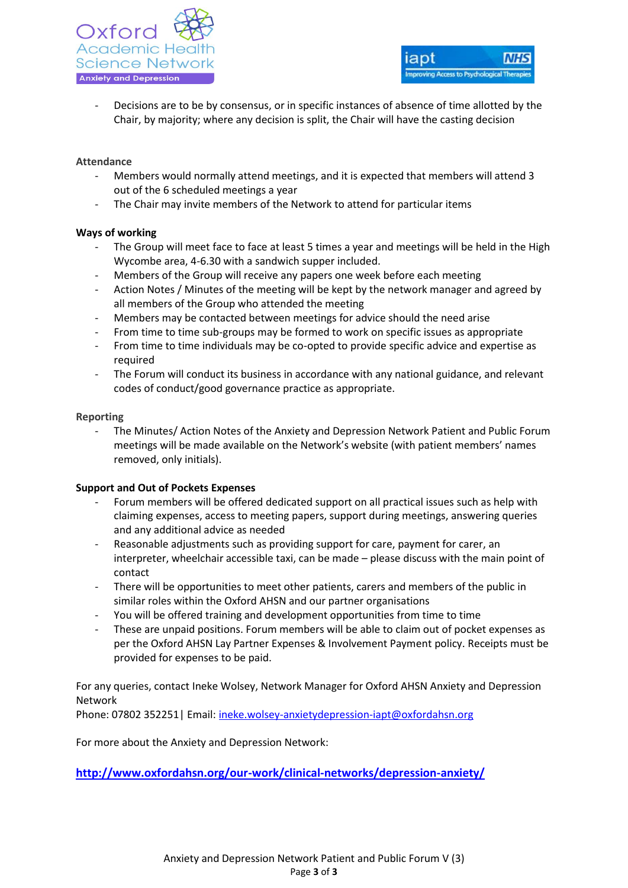- Decisions are to be by consensus, or in specific instances of absence of time allotted by the Chair, by majority; where any decision is split, the Chair will have the casting decision

**Attendance**

- Members would normally attend meetings, and it is expected that members will attend 3 out of the 6 scheduled meetings a year
- The Chair may invite members of the Network to attend for particular items

**Ways of working**

- The Group will meet face to face at least 5 times a year and meetings will be held in the High Wycombe area, 4-6.30 with a sandwich supper included.
- Members of the Group will receive any papers one week before each meeting
- Action Notes / Minutes of the meeting will be kept by the network manager and agreed by all members of the Group who attended the meeting
- Members may be contacted between meetings for advice should the need arise
- From time to time sub-groups may be formed to work on specific issues as appropriate
- From time to time individuals may be co-opted to provide specific advice and expertise as required
- The Forum will conduct its business in accordance with any national guidance, and relevant codes of conduct/good governance practice as appropriate.

**Reporting**

- The Minutes/ Action Notes of the Anxiety and Depression Network Patient and Public Forum meetings will be made available on the Network's website (with patient members' names removed, only initials).

**Support and Out of Pockets Expenses**

- Forum members will be offered dedicated support on all practical issues such as help with claiming expenses, access to meeting papers, support during meetings, answering queries and any additional advice as needed
- Reasonable adjustments such as providing support for care, payment for carer, an interpreter, wheelchair accessible taxi, can be made – please discuss with the main point of contact
- There will be opportunities to meet other patients, carers and members of the public in similar roles within the Oxford AHSN and our partner organisations
- You will be offered training and development opportunities from time to time
- These are unpaid positions. Forum members will be able to claim out of pocket expenses as per the Oxford AHSN Lay Partner Expenses & Involvement Payment policy. Receipts must be provided for expenses to be paid.

For any queries, contact Ineke Wolsey, Network Manager for Oxford AHSN Anxiety and Depression Network
Phone: 07802 352251| Email: ineke.wolsey-anxietydepression-iapt@oxfordahsn.org

For more about the Anxiety and Depression Network:

**http://www.oxfordahsn.org/our-work/clinical-networks/depression-anxiety/**